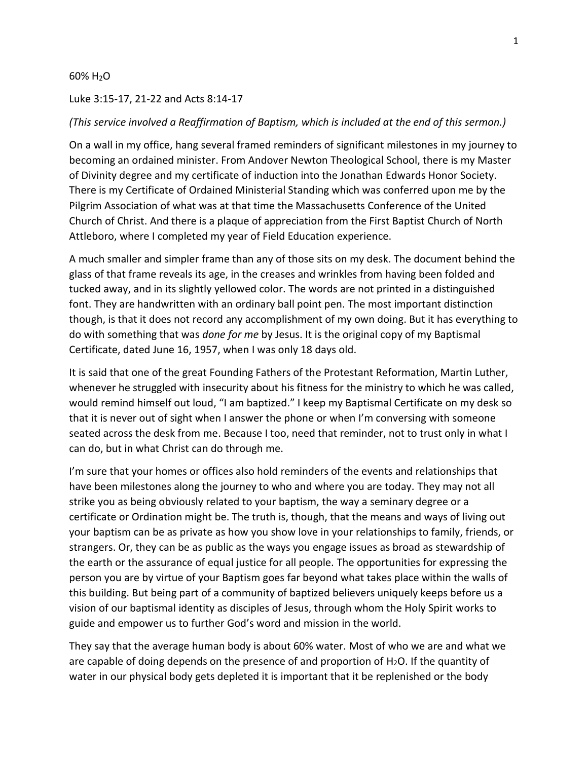# 60% $H_2O$

Luke 3:15-17, 21-22 and Acts 8:14-17

*(This service involved a Reaffirmation of Baptism, which is included at the end of this sermon.)*

On a wall in my office, hang several framed reminders of significant milestones in my journey to becoming an ordained minister. From Andover Newton Theological School, there is my Master of Divinity degree and my certificate of induction into the Jonathan Edwards Honor Society. There is my Certificate of Ordained Ministerial Standing which was conferred upon me by the Pilgrim Association of what was at that time the Massachusetts Conference of the United Church of Christ. And there is a plaque of appreciation from the First Baptist Church of North Attleboro, where I completed my year of Field Education experience.

A much smaller and simpler frame than any of those sits on my desk. The document behind the glass of that frame reveals its age, in the creases and wrinkles from having been folded and tucked away, and in its slightly yellowed color. The words are not printed in a distinguished font. They are handwritten with an ordinary ball point pen. The most important distinction though, is that it does not record any accomplishment of my own doing. But it has everything to do with something that was *done for me* by Jesus. It is the original copy of my Baptismal Certificate, dated June 16, 1957, when I was only 18 days old.

It is said that one of the great Founding Fathers of the Protestant Reformation, Martin Luther, whenever he struggled with insecurity about his fitness for the ministry to which he was called, would remind himself out loud, "I am baptized." I keep my Baptismal Certificate on my desk so that it is never out of sight when I answer the phone or when I'm conversing with someone seated across the desk from me. Because I too, need that reminder, not to trust only in what I can do, but in what Christ can do through me.

I'm sure that your homes or offices also hold reminders of the events and relationships that have been milestones along the journey to who and where you are today. They may not all strike you as being obviously related to your baptism, the way a seminary degree or a certificate or Ordination might be. The truth is, though, that the means and ways of living out your baptism can be as private as how you show love in your relationships to family, friends, or strangers. Or, they can be as public as the ways you engage issues as broad as stewardship of the earth or the assurance of equal justice for all people. The opportunities for expressing the person you are by virtue of your Baptism goes far beyond what takes place within the walls of this building. But being part of a community of baptized believers uniquely keeps before us a vision of our baptismal identity as disciples of Jesus, through whom the Holy Spirit works to guide and empower us to further God's word and mission in the world.

They say that the average human body is about 60% water. Most of who we are and what we are capable of doing depends on the presence of and proportion of $H_2O$. If the quantity of water in our physical body gets depleted it is important that it be replenished or the body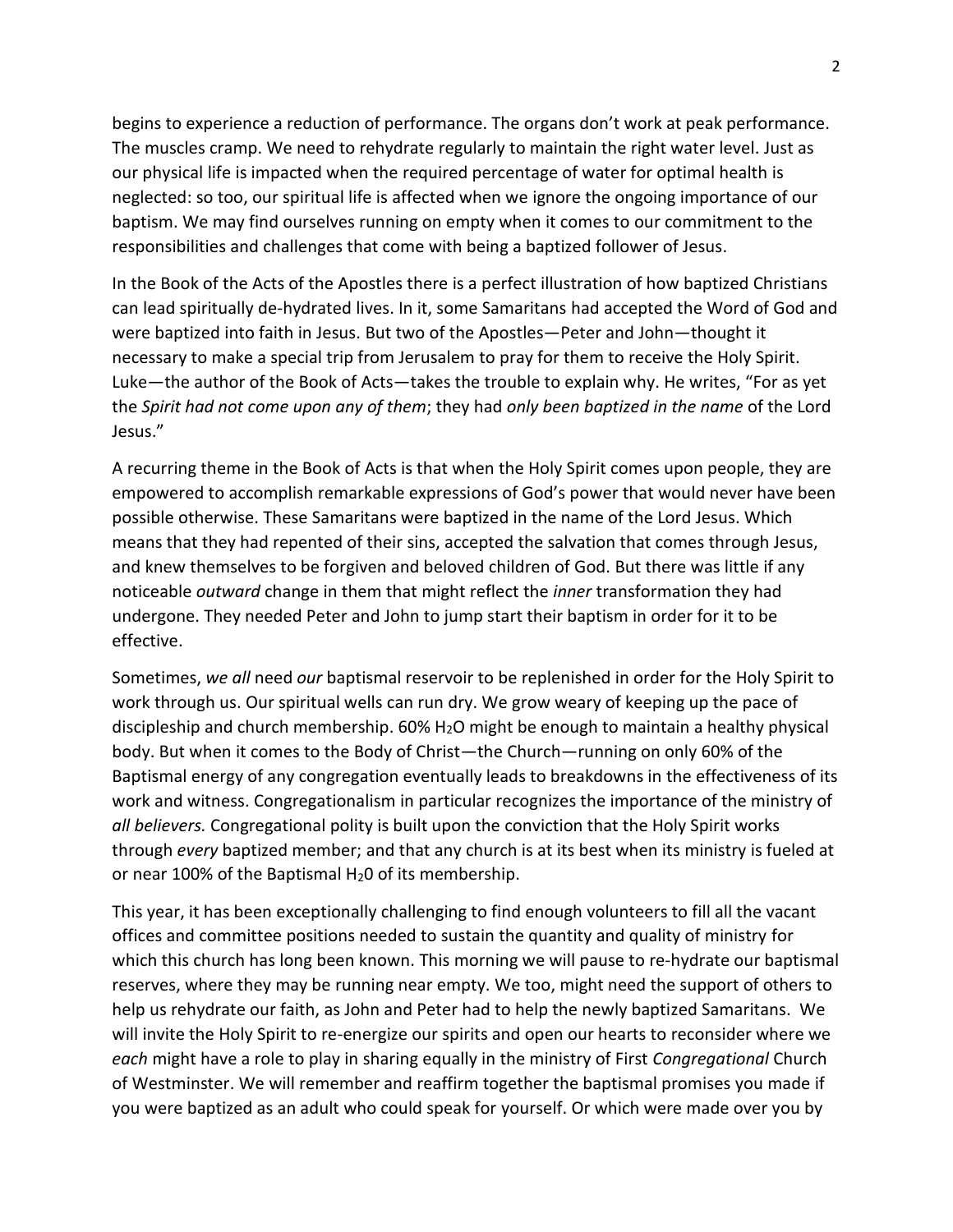begins to experience a reduction of performance. The organs don't work at peak performance. The muscles cramp. We need to rehydrate regularly to maintain the right water level. Just as our physical life is impacted when the required percentage of water for optimal health is neglected: so too, our spiritual life is affected when we ignore the ongoing importance of our baptism. We may find ourselves running on empty when it comes to our commitment to the responsibilities and challenges that come with being a baptized follower of Jesus.

In the Book of the Acts of the Apostles there is a perfect illustration of how baptized Christians can lead spiritually de-hydrated lives. In it, some Samaritans had accepted the Word of God and were baptized into faith in Jesus. But two of the Apostles—Peter and John—thought it necessary to make a special trip from Jerusalem to pray for them to receive the Holy Spirit. Luke—the author of the Book of Acts—takes the trouble to explain why. He writes, "For as yet the *Spirit had not come upon any of them*; they had *only been baptized in the name* of the Lord Jesus."

A recurring theme in the Book of Acts is that when the Holy Spirit comes upon people, they are empowered to accomplish remarkable expressions of God's power that would never have been possible otherwise. These Samaritans were baptized in the name of the Lord Jesus. Which means that they had repented of their sins, accepted the salvation that comes through Jesus, and knew themselves to be forgiven and beloved children of God. But there was little if any noticeable *outward* change in them that might reflect the *inner* transformation they had undergone. They needed Peter and John to jump start their baptism in order for it to be effective.

Sometimes, *we all* need *our* baptismal reservoir to be replenished in order for the Holy Spirit to work through us. Our spiritual wells can run dry. We grow weary of keeping up the pace of discipleship and church membership. 60% $H_2O$ might be enough to maintain a healthy physical body. But when it comes to the Body of Christ—the Church—running on only 60% of the Baptismal energy of any congregation eventually leads to breakdowns in the effectiveness of its work and witness. Congregationalism in particular recognizes the importance of the ministry of *all believers.* Congregational polity is built upon the conviction that the Holy Spirit works through *every* baptized member; and that any church is at its best when its ministry is fueled at or near 100% of the Baptismal $H_20$ of its membership.

This year, it has been exceptionally challenging to find enough volunteers to fill all the vacant offices and committee positions needed to sustain the quantity and quality of ministry for which this church has long been known. This morning we will pause to re-hydrate our baptismal reserves, where they may be running near empty. We too, might need the support of others to help us rehydrate our faith, as John and Peter had to help the newly baptized Samaritans. We will invite the Holy Spirit to re-energize our spirits and open our hearts to reconsider where we *each* might have a role to play in sharing equally in the ministry of First *Congregational* Church of Westminster. We will remember and reaffirm together the baptismal promises you made if you were baptized as an adult who could speak for yourself. Or which were made over you by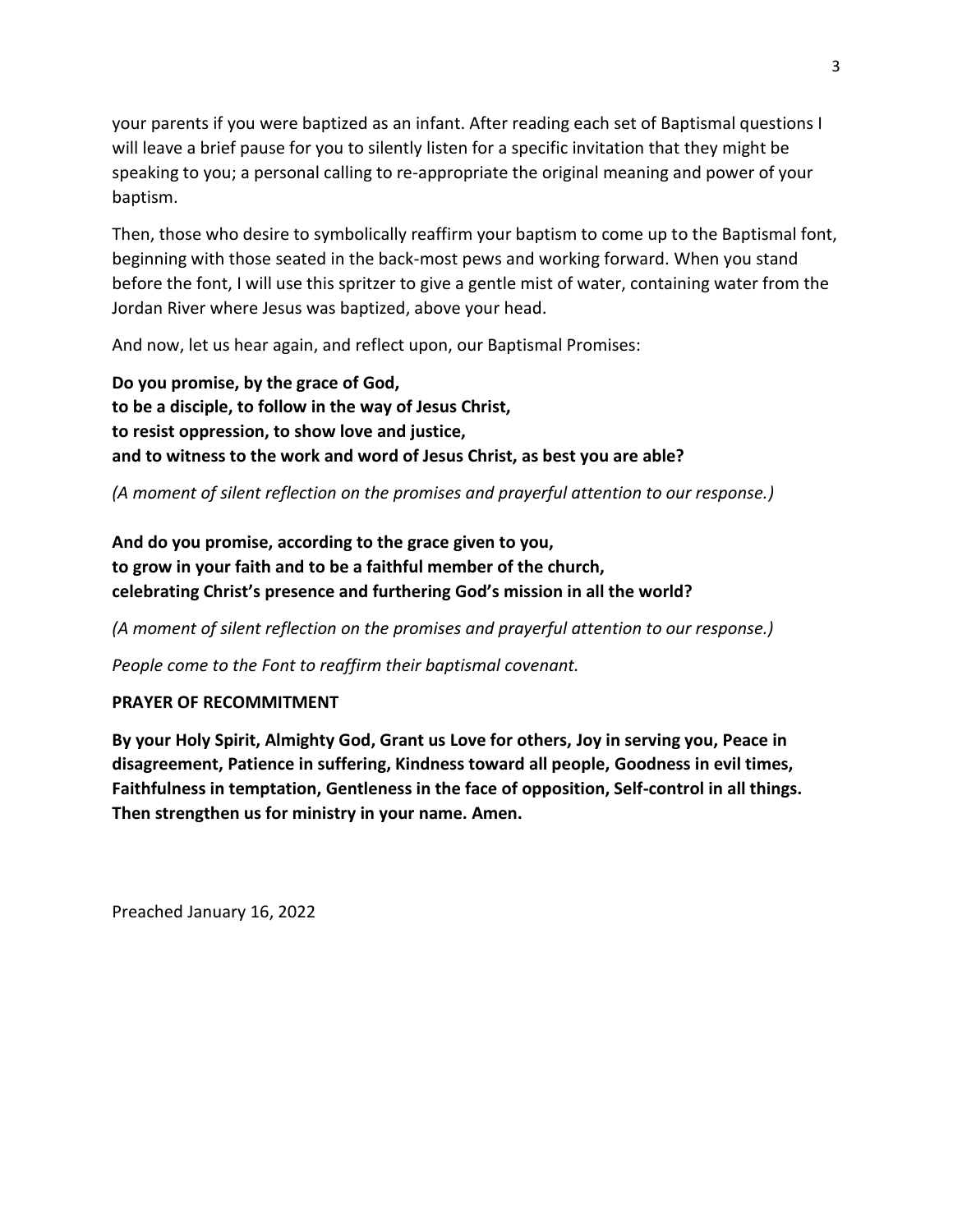your parents if you were baptized as an infant. After reading each set of Baptismal questions I will leave a brief pause for you to silently listen for a specific invitation that they might be speaking to you; a personal calling to re-appropriate the original meaning and power of your baptism.

Then, those who desire to symbolically reaffirm your baptism to come up to the Baptismal font, beginning with those seated in the back-most pews and working forward. When you stand before the font, I will use this spritzer to give a gentle mist of water, containing water from the Jordan River where Jesus was baptized, above your head.

And now, let us hear again, and reflect upon, our Baptismal Promises:

**Do you promise, by the grace of God,**
**to be a disciple, to follow in the way of Jesus Christ,**
**to resist oppression, to show love and justice,**
**and to witness to the work and word of Jesus Christ, as best you are able?**

*(A moment of silent reflection on the promises and prayerful attention to our response.)*

**And do you promise, according to the grace given to you,**
**to grow in your faith and to be a faithful member of the church,**
**celebrating Christ's presence and furthering God's mission in all the world?**

*(A moment of silent reflection on the promises and prayerful attention to our response.)*

*People come to the Font to reaffirm their baptismal covenant.*

**PRAYER OF RECOMMITMENT**

**By your Holy Spirit, Almighty God, Grant us Love for others, Joy in serving you, Peace in disagreement, Patience in suffering, Kindness toward all people, Goodness in evil times, Faithfulness in temptation, Gentleness in the face of opposition, Self-control in all things. Then strengthen us for ministry in your name. Amen.**

Preached January 16, 2022